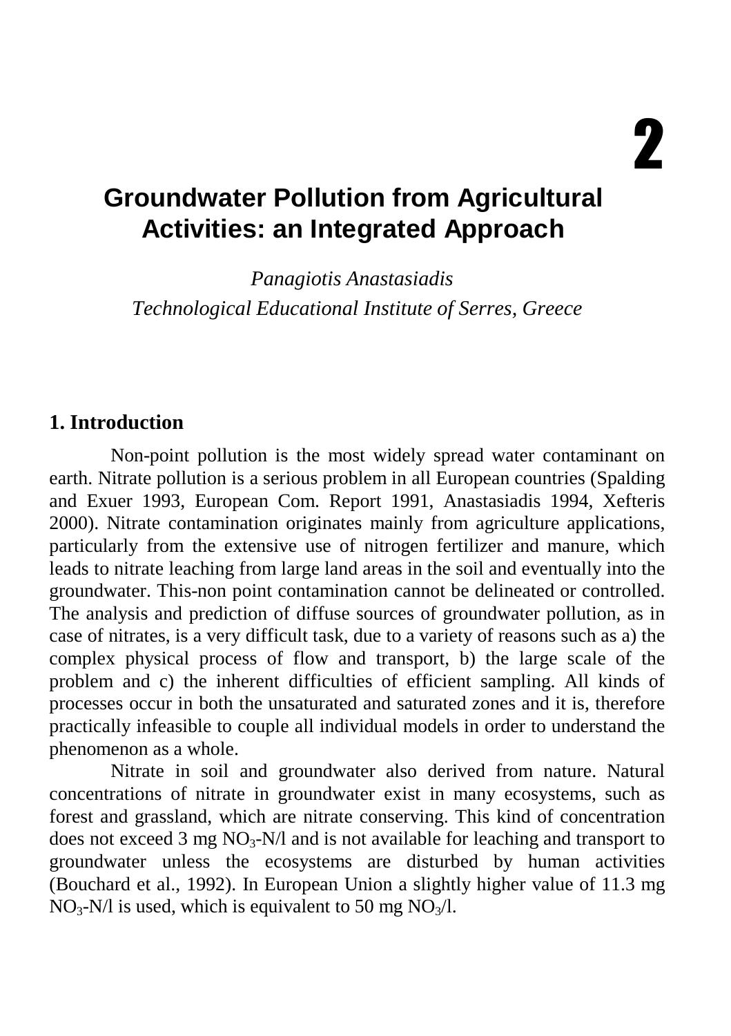# 2

# Groundwater Pollution from Agricultural Activities: an Integrated Approach

*Panagiotis Anastasiadis*

*Technological Educational Institute of Serres, Greece*

## 1. Introduction

Non-point pollution is the most widely spread water contaminant on earth. Nitrate pollution is a serious problem in all European countries (Spalding and Exuer 1993, European Com. Report 1991, Anastasiadis 1994, Xefteris 2000). Nitrate contamination originates mainly from agriculture applications, particularly from the extensive use of nitrogen fertilizer and manure, which leads to nitrate leaching from large land areas in the soil and eventually into the groundwater. This-non point contamination cannot be delineated or controlled. The analysis and prediction of diffuse sources of groundwater pollution, as in case of nitrates, is a very difficult task, due to a variety of reasons such as a) the complex physical process of flow and transport, b) the large scale of the problem and c) the inherent difficulties of efficient sampling. All kinds of processes occur in both the unsaturated and saturated zones and it is, therefore practically infeasible to couple all individual models in order to understand the phenomenon as a whole.

Nitrate in soil and groundwater also derived from nature. Natural concentrations of nitrate in groundwater exist in many ecosystems, such as forest and grassland, which are nitrate conserving. This kind of concentration does not exceed 3 mg $NO_3$-N/l and is not available for leaching and transport to groundwater unless the ecosystems are disturbed by human activities (Bouchard et al., 1992). In European Union a slightly higher value of 11.3 mg $NO_3$-N/l is used, which is equivalent to 50 mg $NO_3$/l.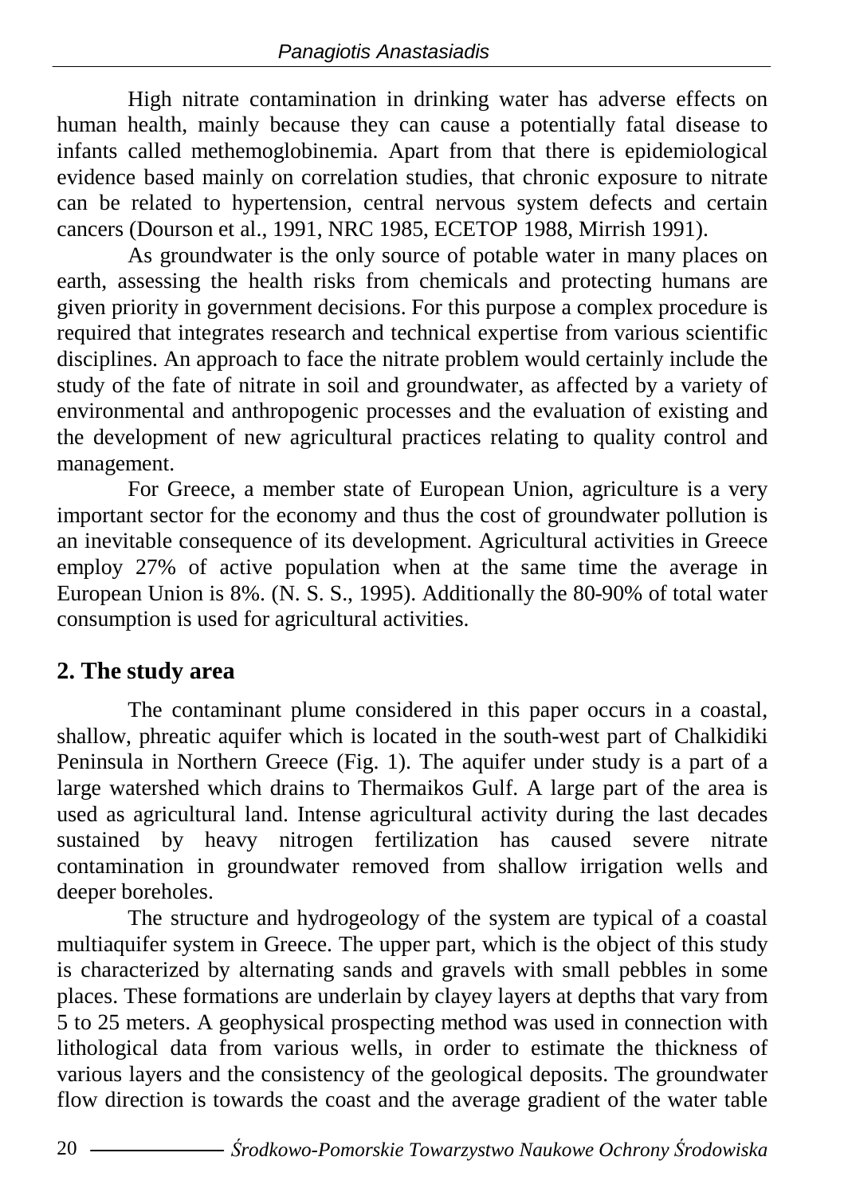High nitrate contamination in drinking water has adverse effects on human health, mainly because they can cause a potentially fatal disease to infants called methemoglobinemia. Apart from that there is epidemiological evidence based mainly on correlation studies, that chronic exposure to nitrate can be related to hypertension, central nervous system defects and certain cancers (Dourson et al., 1991, NRC 1985, ECETOP 1988, Mirrish 1991).

As groundwater is the only source of potable water in many places on earth, assessing the health risks from chemicals and protecting humans are given priority in government decisions. For this purpose a complex procedure is required that integrates research and technical expertise from various scientific disciplines. An approach to face the nitrate problem would certainly include the study of the fate of nitrate in soil and groundwater, as affected by a variety of environmental and anthropogenic processes and the evaluation of existing and the development of new agricultural practices relating to quality control and management.

For Greece, a member state of European Union, agriculture is a very important sector for the economy and thus the cost of groundwater pollution is an inevitable consequence of its development. Agricultural activities in Greece employ 27% of active population when at the same time the average in European Union is 8%. (N. S. S., 1995). Additionally the 80-90% of total water consumption is used for agricultural activities.

## 2. The study area

The contaminant plume considered in this paper occurs in a coastal, shallow, phreatic aquifer which is located in the south-west part of Chalkidiki Peninsula in Northern Greece (Fig. 1). The aquifer under study is a part of a large watershed which drains to Thermaikos Gulf. A large part of the area is used as agricultural land. Intense agricultural activity during the last decades sustained by heavy nitrogen fertilization has caused severe nitrate contamination in groundwater removed from shallow irrigation wells and deeper boreholes.

The structure and hydrogeology of the system are typical of a coastal multiaquifer system in Greece. The upper part, which is the object of this study is characterized by alternating sands and gravels with small pebbles in some places. These formations are underlain by clayey layers at depths that vary from 5 to 25 meters. A geophysical prospecting method was used in connection with lithological data from various wells, in order to estimate the thickness of various layers and the consistency of the geological deposits. The groundwater flow direction is towards the coast and the average gradient of the water table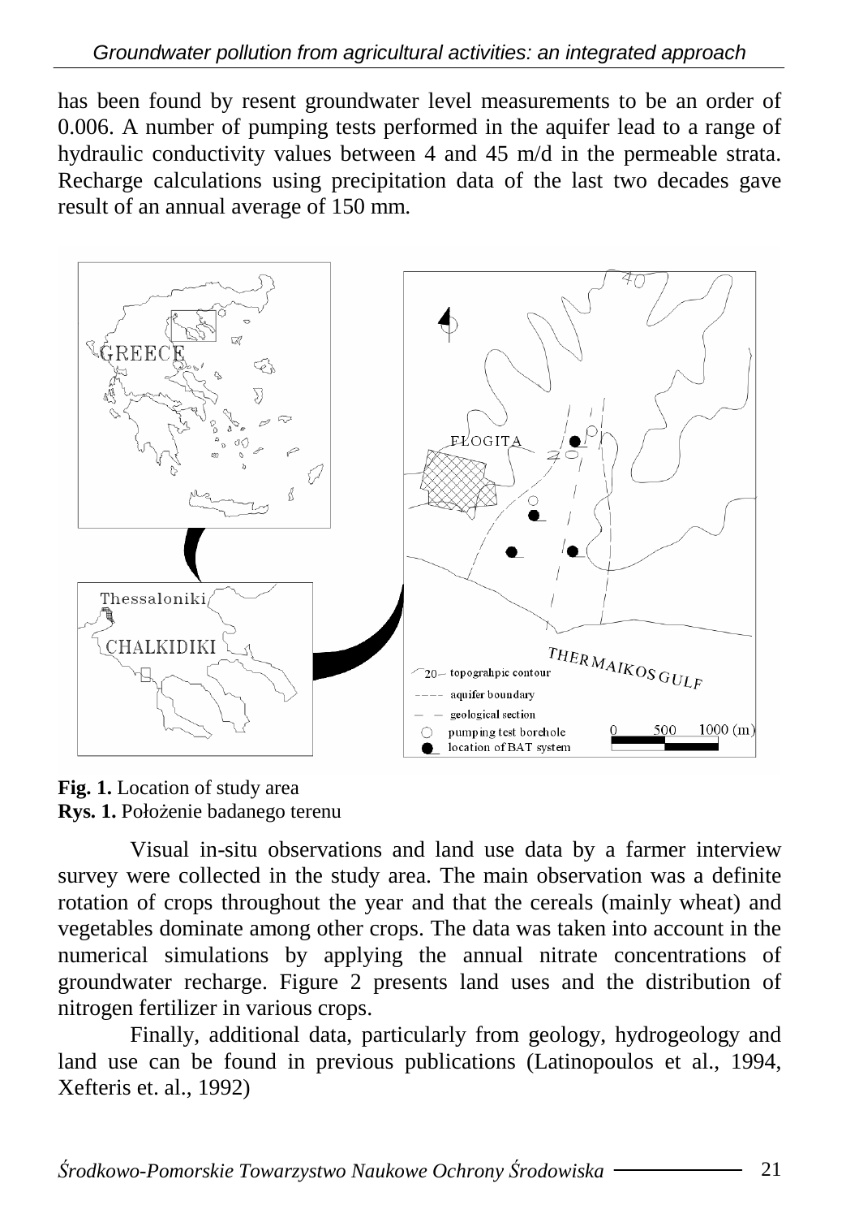has been found by resent groundwater level measurements to be an order of 0.006. A number of pumping tests performed in the aquifer lead to a range of hydraulic conductivity values between 4 and 45 m/d in the permeable strata. Recharge calculations using precipitation data of the last two decades gave result of an annual average of 150 mm.

**Fig. 1.** Location of study area
**Rys. 1.** Położenie badanego terenu

Visual in-situ observations and land use data by a farmer interview survey were collected in the study area. The main observation was a definite rotation of crops throughout the year and that the cereals (mainly wheat) and vegetables dominate among other crops. The data was taken into account in the numerical simulations by applying the annual nitrate concentrations of groundwater recharge. Figure 2 presents land uses and the distribution of nitrogen fertilizer in various crops.

Finally, additional data, particularly from geology, hydrogeology and land use can be found in previous publications (Latinopoulos et al., 1994, Xefteris et. al., 1992)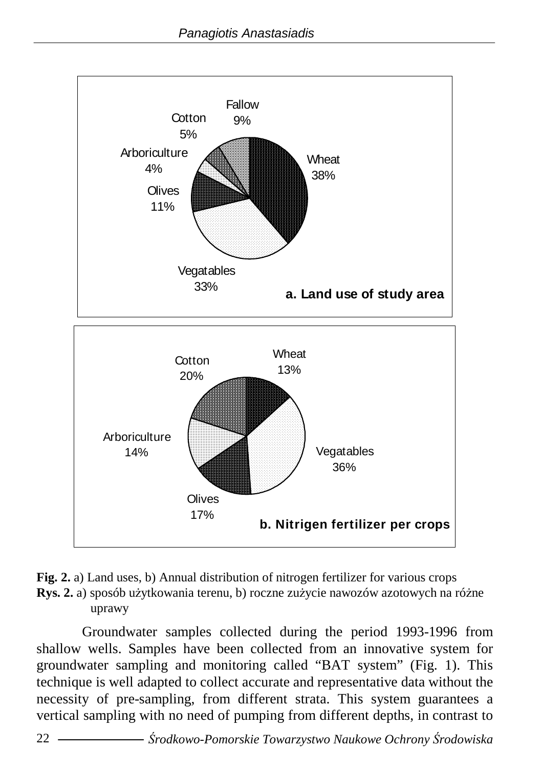**Fig. 2.** a) Land uses, b) Annual distribution of nitrogen fertilizer for various crops
**Rys. 2.** a) sposób użytkowania terenu, b) roczne zużycie nawozów azotowych na różne uprawy

Groundwater samples collected during the period 1993-1996 from shallow wells. Samples have been collected from an innovative system for groundwater sampling and monitoring called "BAT system" (Fig. 1). This technique is well adapted to collect accurate and representative data without the necessity of pre-sampling, from different strata. This system guarantees a vertical sampling with no need of pumping from different depths, in contrast to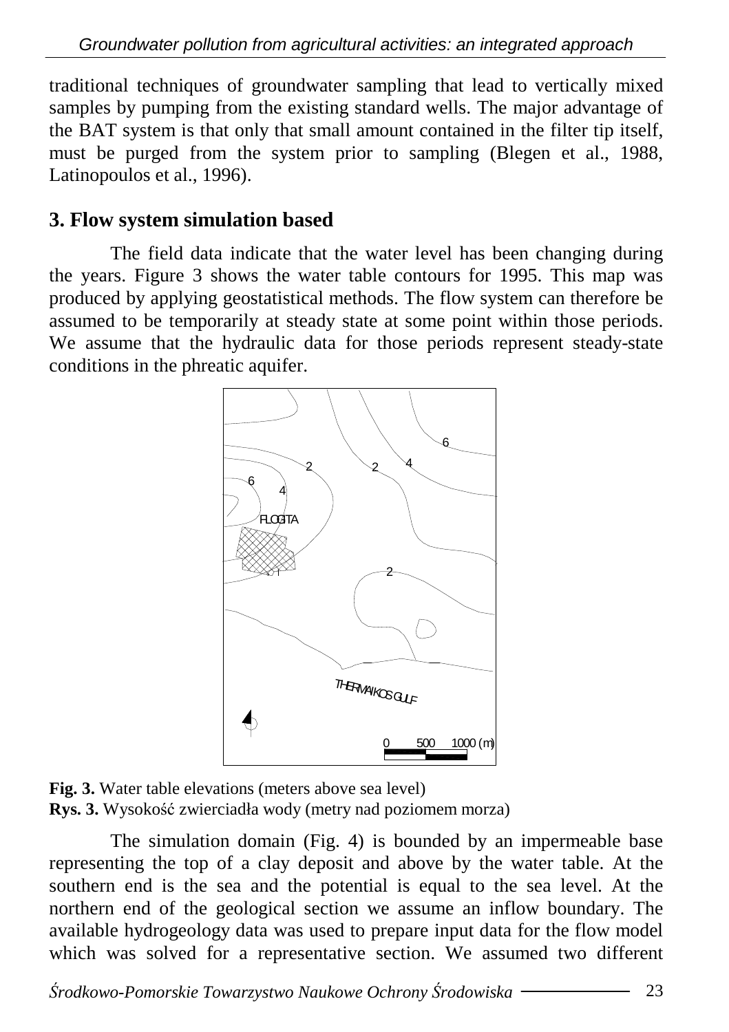traditional techniques of groundwater sampling that lead to vertically mixed samples by pumping from the existing standard wells. The major advantage of the BAT system is that only that small amount contained in the filter tip itself, must be purged from the system prior to sampling (Blegen et al., 1988, Latinopoulos et al., 1996).

## 3. Flow system simulation based

The field data indicate that the water level has been changing during the years. Figure 3 shows the water table contours for 1995. This map was produced by applying geostatistical methods. The flow system can therefore be assumed to be temporarily at steady state at some point within those periods. We assume that the hydraulic data for those periods represent steady-state conditions in the phreatic aquifer.

**Fig. 3.** Water table elevations (meters above sea level)
**Rys. 3.** Wysokość zwierciadła wody (metry nad poziomem morza)

The simulation domain (Fig. 4) is bounded by an impermeable base representing the top of a clay deposit and above by the water table. At the southern end is the sea and the potential is equal to the sea level. At the northern end of the geological section we assume an inflow boundary. The available hydrogeology data was used to prepare input data for the flow model which was solved for a representative section. We assumed two different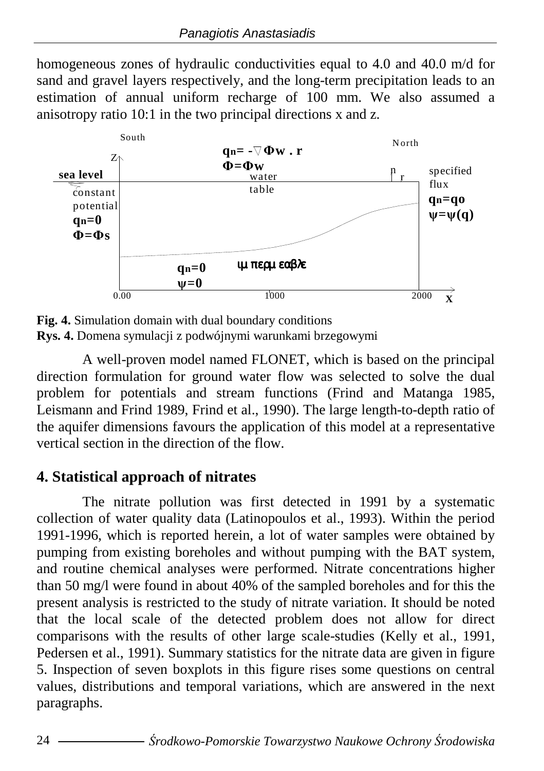homogeneous zones of hydraulic conductivities equal to 4.0 and 40.0 m/d for sand and gravel layers respectively, and the long-term precipitation leads to an estimation of annual uniform recharge of 100 mm. We also assumed a anisotropy ratio 10:1 in the two principal directions x and z.

**Fig. 4.** Simulation domain with dual boundary conditions
**Rys. 4.** Domena symulacji z podwójnymi warunkami brzegowymi

A well-proven model named FLONET, which is based on the principal direction formulation for ground water flow was selected to solve the dual problem for potentials and stream functions (Frind and Matanga 1985, Leismann and Frind 1989, Frind et al., 1990). The large length-to-depth ratio of the aquifer dimensions favours the application of this model at a representative vertical section in the direction of the flow.

## 4. Statistical approach of nitrates

The nitrate pollution was first detected in 1991 by a systematic collection of water quality data (Latinopoulos et al., 1993). Within the period 1991-1996, which is reported herein, a lot of water samples were obtained by pumping from existing boreholes and without pumping with the BAT system, and routine chemical analyses were performed. Nitrate concentrations higher than 50 mg/l were found in about 40% of the sampled boreholes and for this the present analysis is restricted to the study of nitrate variation. It should be noted that the local scale of the detected problem does not allow for direct comparisons with the results of other large scale-studies (Kelly et al., 1991, Pedersen et al., 1991). Summary statistics for the nitrate data are given in figure 5. Inspection of seven boxplots in this figure rises some questions on central values, distributions and temporal variations, which are answered in the next paragraphs.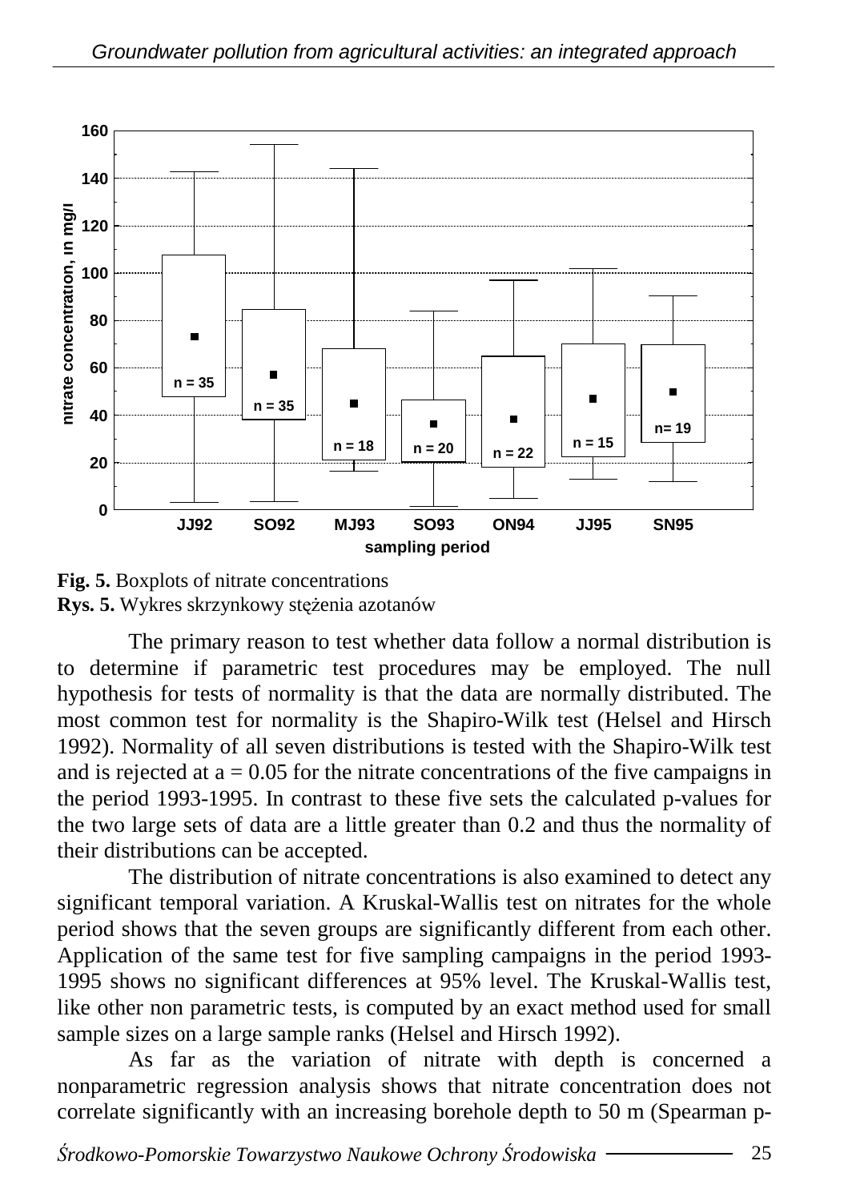**Fig. 5.** Boxplots of nitrate concentrations
**Rys. 5.** Wykres skrzynkowy stężenia azotanów

The primary reason to test whether data follow a normal distribution is to determine if parametric test procedures may be employed. The null hypothesis for tests of normality is that the data are normally distributed. The most common test for normality is the Shapiro-Wilk test (Helsel and Hirsch 1992). Normality of all seven distributions is tested with the Shapiro-Wilk test and is rejected at $a = 0.05$ for the nitrate concentrations of the five campaigns in the period 1993-1995. In contrast to these five sets the calculated p-values for the two large sets of data are a little greater than 0.2 and thus the normality of their distributions can be accepted.

The distribution of nitrate concentrations is also examined to detect any significant temporal variation. A Kruskal-Wallis test on nitrates for the whole period shows that the seven groups are significantly different from each other. Application of the same test for five sampling campaigns in the period 1993-1995 shows no significant differences at 95% level. The Kruskal-Wallis test, like other non parametric tests, is computed by an exact method used for small sample sizes on a large sample ranks (Helsel and Hirsch 1992).

As far as the variation of nitrate with depth is concerned a nonparametric regression analysis shows that nitrate concentration does not correlate significantly with an increasing borehole depth to 50 m (Spearman p-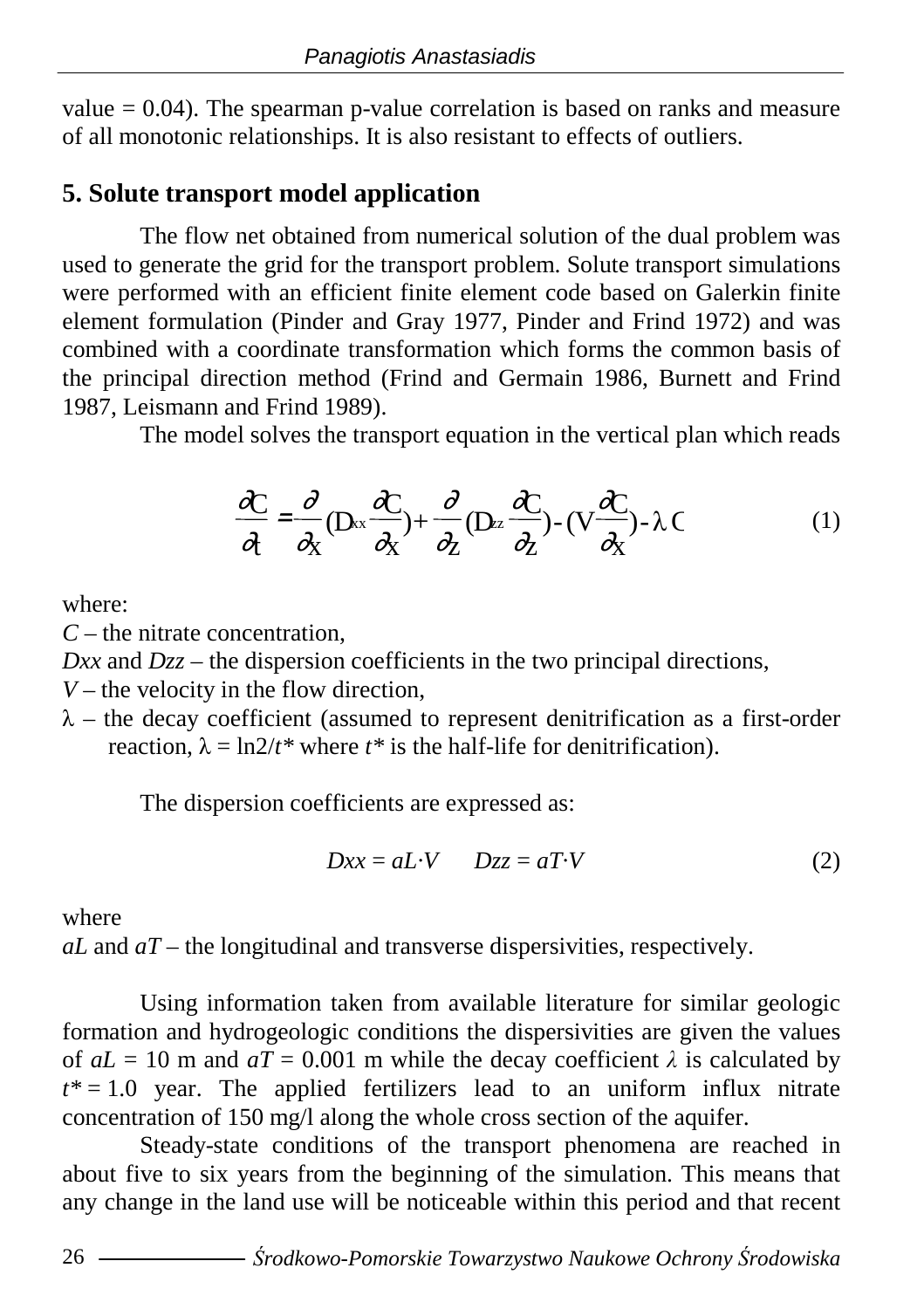value = 0.04). The spearman p-value correlation is based on ranks and measure of all monotonic relationships. It is also resistant to effects of outliers.

## 5. Solute transport model application

The flow net obtained from numerical solution of the dual problem was used to generate the grid for the transport problem. Solute transport simulations were performed with an efficient finite element code based on Galerkin finite element formulation (Pinder and Gray 1977, Pinder and Frind 1972) and was combined with a coordinate transformation which forms the common basis of the principal direction method (Frind and Germain 1986, Burnett and Frind 1987, Leismann and Frind 1989).

The model solves the transport equation in the vertical plan which reads

$$\frac{\partial C}{\partial t} = \frac{\partial}{\partial x}\left(D_{xx}\frac{\partial C}{\partial x}\right) + \frac{\partial}{\partial z}\left(D_{zz}\frac{\partial C}{\partial z}\right) - \left(V\frac{\partial C}{\partial x}\right) - \lambda C \tag{1}$$

where:

$C$ – the nitrate concentration,

$Dxx$ and $Dzz$ – the dispersion coefficients in the two principal directions,

$V$ – the velocity in the flow direction,

$\lambda$ – the decay coefficient (assumed to represent denitrification as a first-order reaction, $\lambda = \ln 2/t^*$ where $t^*$ is the half-life for denitrification).

The dispersion coefficients are expressed as:

$$Dxx = aL \cdot V \qquad Dzz = aT \cdot V \tag{2}$$

where

$aL$ and $aT$ – the longitudinal and transverse dispersivities, respectively.

Using information taken from available literature for similar geologic formation and hydrogeologic conditions the dispersivities are given the values of $aL$ = 10 m and $aT$ = 0.001 m while the decay coefficient $\lambda$ is calculated by $t^*$ = 1.0 year. The applied fertilizers lead to an uniform influx nitrate concentration of 150 mg/l along the whole cross section of the aquifer.

Steady-state conditions of the transport phenomena are reached in about five to six years from the beginning of the simulation. This means that any change in the land use will be noticeable within this period and that recent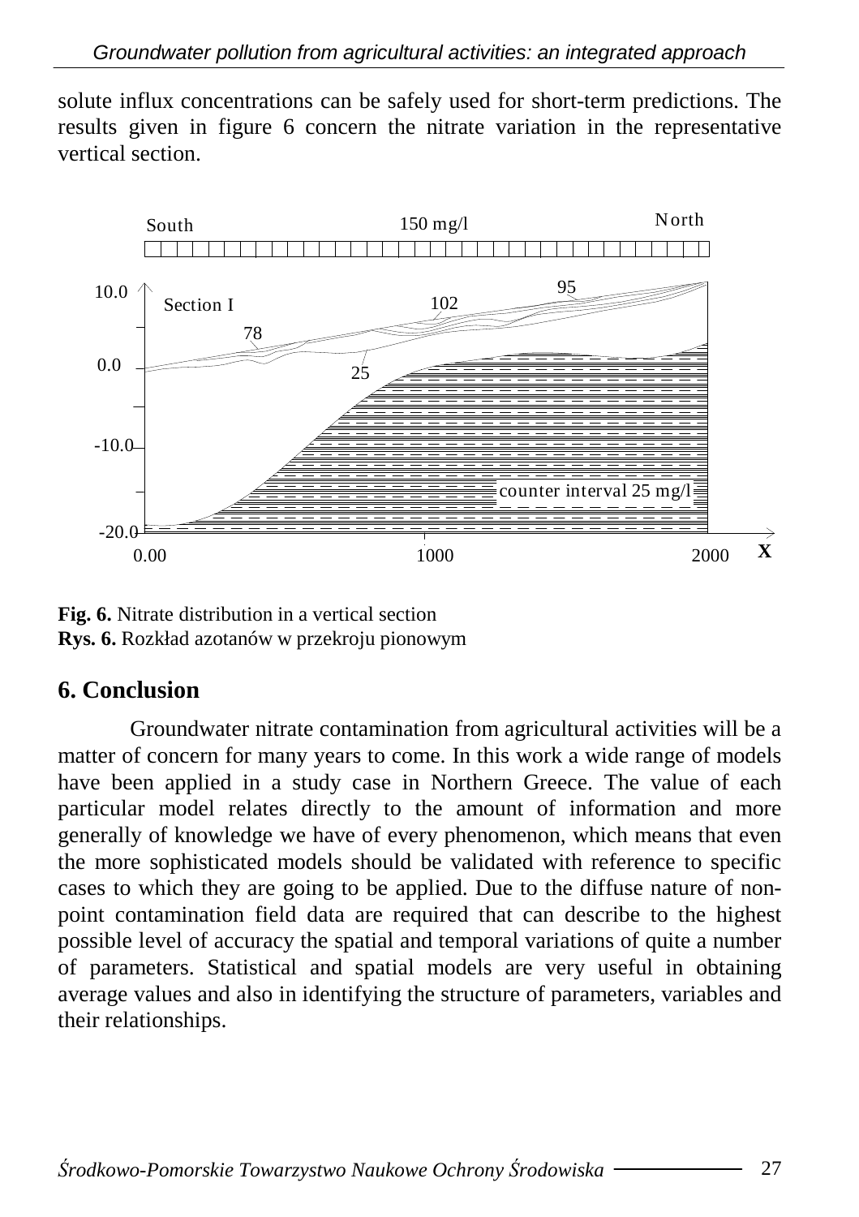solute influx concentrations can be safely used for short-term predictions. The results given in figure 6 concern the nitrate variation in the representative vertical section.

**Fig. 6.** Nitrate distribution in a vertical section
**Rys. 6.** Rozkład azotanów w przekroju pionowym

## 6. Conclusion

Groundwater nitrate contamination from agricultural activities will be a matter of concern for many years to come. In this work a wide range of models have been applied in a study case in Northern Greece. The value of each particular model relates directly to the amount of information and more generally of knowledge we have of every phenomenon, which means that even the more sophisticated models should be validated with reference to specific cases to which they are going to be applied. Due to the diffuse nature of non-point contamination field data are required that can describe to the highest possible level of accuracy the spatial and temporal variations of quite a number of parameters. Statistical and spatial models are very useful in obtaining average values and also in identifying the structure of parameters, variables and their relationships.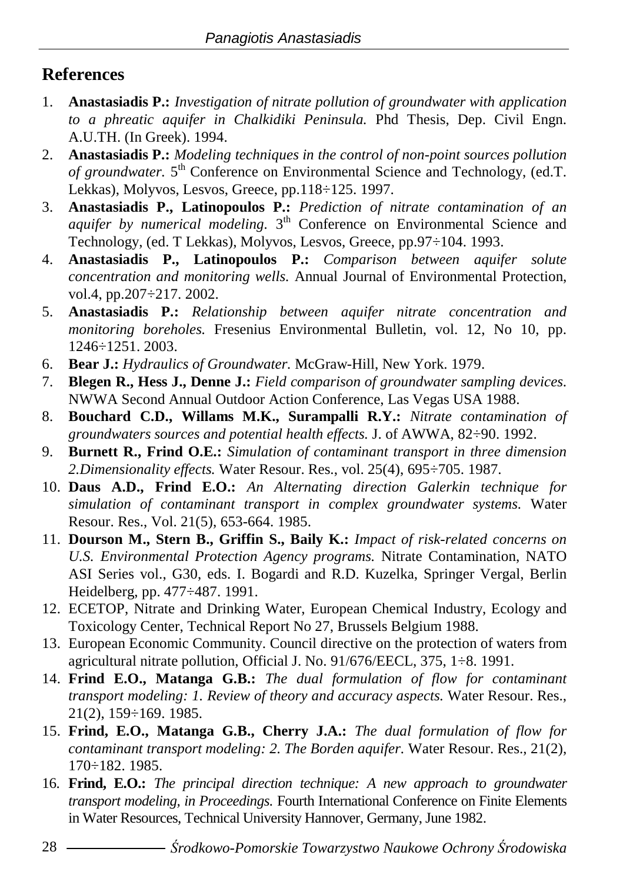## References

1. **Anastasiadis P.:** *Investigation of nitrate pollution of groundwater with application to a phreatic aquifer in Chalkidiki Peninsula.* Phd Thesis, Dep. Civil Engn. A.U.TH. (In Greek). 1994.
2. **Anastasiadis P.:** *Modeling techniques in the control of non-point sources pollution of groundwater.* 5th Conference on Environmental Science and Technology, (ed.T. Lekkas), Molyvos, Lesvos, Greece, pp.118÷125. 1997.
3. **Anastasiadis P., Latinopoulos P.:** *Prediction of nitrate contamination of an aquifer by numerical modeling.* 3th Conference on Environmental Science and Technology, (ed. T Lekkas), Molyvos, Lesvos, Greece, pp.97÷104. 1993.
4. **Anastasiadis P., Latinopoulos P.:** *Comparison between aquifer solute concentration and monitoring wells.* Annual Journal of Environmental Protection, vol.4, pp.207÷217. 2002.
5. **Anastasiadis P.:** *Relationship between aquifer nitrate concentration and monitoring boreholes.* Fresenius Environmental Bulletin, vol. 12, No 10, pp. 1246÷1251. 2003.
6. **Bear J.:** *Hydraulics of Groundwater.* McGraw-Hill, New York. 1979.
7. **Blegen R., Hess J., Denne J.:** *Field comparison of groundwater sampling devices.* NWWA Second Annual Outdoor Action Conference, Las Vegas USA 1988.
8. **Bouchard C.D., Willams M.K., Surampalli R.Y.:** *Nitrate contamination of groundwaters sources and potential health effects.* J. of AWWA, 82÷90. 1992.
9. **Burnett R., Frind O.E.:** *Simulation of contaminant transport in three dimension 2.Dimensionality effects.* Water Resour. Res., vol. 25(4), 695÷705. 1987.
10. **Daus A.D., Frind E.O.:** *An Alternating direction Galerkin technique for simulation of contaminant transport in complex groundwater systems.* Water Resour. Res., Vol. 21(5), 653-664. 1985.
11. **Dourson M., Stern B., Griffin S., Baily K.:** *Impact of risk-related concerns on U.S. Environmental Protection Agency programs.* Nitrate Contamination, NATO ASI Series vol., G30, eds. I. Bogardi and R.D. Kuzelka, Springer Vergal, Berlin Heidelberg, pp. 477÷487. 1991.
12. ECETOP, Nitrate and Drinking Water, European Chemical Industry, Ecology and Toxicology Center, Technical Report No 27, Brussels Belgium 1988.
13. European Economic Community. Council directive on the protection of waters from agricultural nitrate pollution, Official J. No. 91/676/EECL, 375, 1÷8. 1991.
14. **Frind E.O., Matanga G.B.:** *The dual formulation of flow for contaminant transport modeling: 1. Review of theory and accuracy aspects.* Water Resour. Res., 21(2), 159÷169. 1985.
15. **Frind, E.O., Matanga G.B., Cherry J.A.:** *The dual formulation of flow for contaminant transport modeling: 2. The Borden aquifer.* Water Resour. Res., 21(2), 170÷182. 1985.
16. **Frind, E.O.:** *The principal direction technique: A new approach to groundwater transport modeling, in Proceedings.* Fourth International Conference on Finite Elements in Water Resources, Technical University Hannover, Germany, June 1982.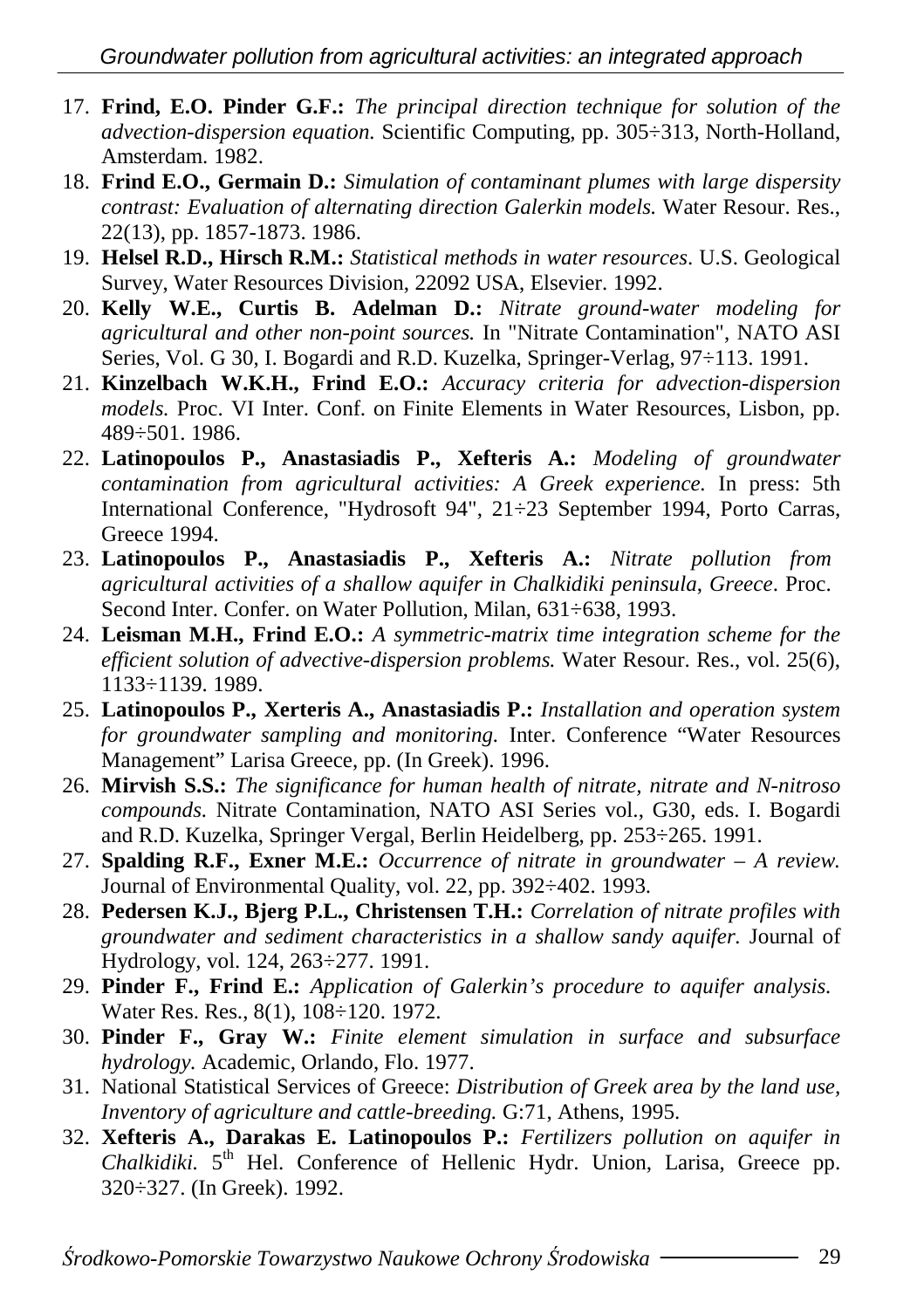17. **Frind, E.O. Pinder G.F.:** *The principal direction technique for solution of the advection-dispersion equation.* Scientific Computing, pp. 305÷313, North-Holland, Amsterdam. 1982.
18. **Frind E.O., Germain D.:** *Simulation of contaminant plumes with large dispersity contrast: Evaluation of alternating direction Galerkin models.* Water Resour. Res., 22(13), pp. 1857-1873. 1986.
19. **Helsel R.D., Hirsch R.M.:** *Statistical methods in water resources*. U.S. Geological Survey, Water Resources Division, 22092 USA, Elsevier. 1992.
20. **Kelly W.E., Curtis B. Adelman D.:** *Nitrate ground-water modeling for agricultural and other non-point sources.* In "Nitrate Contamination", NATO ASI Series, Vol. G 30, I. Bogardi and R.D. Kuzelka, Springer-Verlag, 97÷113. 1991.
21. **Kinzelbach W.K.H., Frind E.O.:** *Accuracy criteria for advection-dispersion models.* Proc. VI Inter. Conf. on Finite Elements in Water Resources, Lisbon, pp. 489÷501. 1986.
22. **Latinopoulos P., Anastasiadis P., Xefteris A.:** *Modeling of groundwater contamination from agricultural activities: A Greek experience.* In press: 5th International Conference, "Hydrosoft 94", 21÷23 September 1994, Porto Carras, Greece 1994.
23. **Latinopoulos P., Anastasiadis P., Xefteris A.:** *Nitrate pollution from agricultural activities of a shallow aquifer in Chalkidiki peninsula, Greece*. Proc. Second Inter. Confer. on Water Pollution, Milan, 631÷638, 1993.
24. **Leisman M.H., Frind E.O.:** *A symmetric-matrix time integration scheme for the efficient solution of advective-dispersion problems.* Water Resour. Res., vol. 25(6), 1133÷1139. 1989.
25. **Latinopoulos P., Xerteris A., Anastasiadis P.:** *Installation and operation system for groundwater sampling and monitoring.* Inter. Conference "Water Resources Management" Larisa Greece, pp. (In Greek). 1996.
26. **Mirvish S.S.:** *The significance for human health of nitrate, nitrate and N-nitroso compounds.* Nitrate Contamination, NATO ASI Series vol., G30, eds. I. Bogardi and R.D. Kuzelka, Springer Vergal, Berlin Heidelberg, pp. 253÷265. 1991.
27. **Spalding R.F., Exner M.E.:** *Occurrence of nitrate in groundwater – A review.* Journal of Environmental Quality, vol. 22, pp. 392÷402. 1993.
28. **Pedersen K.J., Bjerg P.L., Christensen T.H.:** *Correlation of nitrate profiles with groundwater and sediment characteristics in a shallow sandy aquifer.* Journal of Hydrology, vol. 124, 263÷277. 1991.
29. **Pinder F., Frind E.:** *Application of Galerkin's procedure to aquifer analysis.* Water Res. Res., 8(1), 108÷120. 1972.
30. **Pinder F., Gray W.:** *Finite element simulation in surface and subsurface hydrology.* Academic, Orlando, Flo. 1977.
31. National Statistical Services of Greece: *Distribution of Greek area by the land use, Inventory of agriculture and cattle-breeding.* G:71, Athens, 1995.
32. **Xefteris A., Darakas E. Latinopoulos P.:** *Fertilizers pollution on aquifer in Chalkidiki.* 5th Hel. Conference of Hellenic Hydr. Union, Larisa, Greece pp. 320÷327. (In Greek). 1992.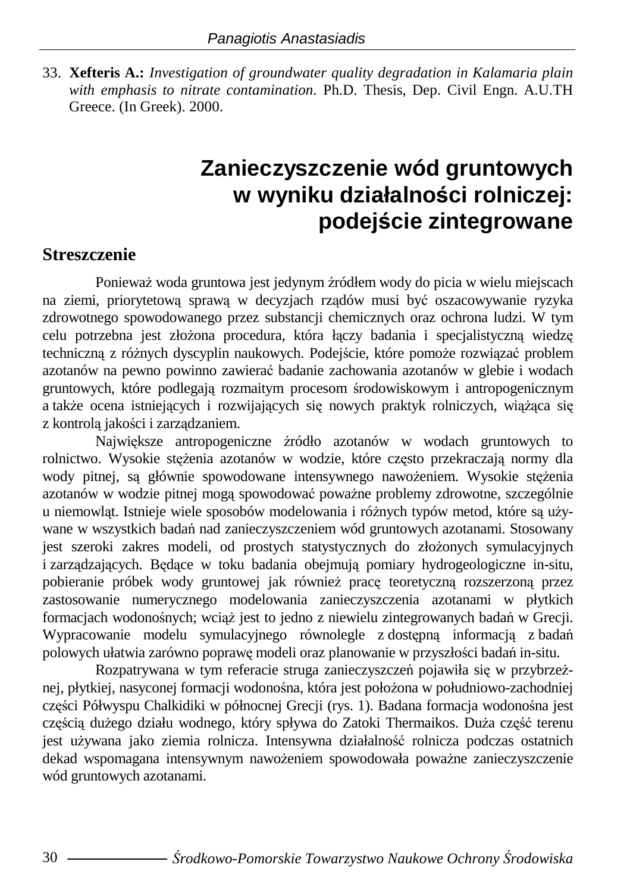33. **Xefteris A.:** *Investigation of groundwater quality degradation in Kalamaria plain with emphasis to nitrate contamination.* Ph.D. Thesis, Dep. Civil Engn. A.U.TH Greece. (In Greek). 2000.

# Zanieczyszczenie wód gruntowych w wyniku działalności rolniczej: podejście zintegrowane

## Streszczenie

Ponieważ woda gruntowa jest jedynym źródłem wody do picia w wielu miejscach na ziemi, priorytetową sprawą w decyzjach rządów musi być oszacowywanie ryzyka zdrowotnego spowodowanego przez substancji chemicznych oraz ochrona ludzi. W tym celu potrzebna jest złożona procedura, która łączy badania i specjalistyczną wiedzę techniczną z różnych dyscyplin naukowych. Podejście, które pomoże rozwiązać problem azotanów na pewno powinno zawierać badanie zachowania azotanów w glebie i wodach gruntowych, które podlegają rozmaitym procesom środowiskowym i antropogenicznym a także ocena istniejących i rozwijających się nowych praktyk rolniczych, wiążąca się z kontrolą jakości i zarządzaniem.

Największe antropogeniczne źródło azotanów w wodach gruntowych to rolnictwo. Wysokie stężenia azotanów w wodzie, które często przekraczają normy dla wody pitnej, są głównie spowodowane intensywnego nawożeniem. Wysokie stężenia azotanów w wodzie pitnej mogą spowodować poważne problemy zdrowotne, szczególnie u niemowląt. Istnieje wiele sposobów modelowania i różnych typów metod, które są używane w wszystkich badań nad zanieczyszczeniem wód gruntowych azotanami. Stosowany jest szeroki zakres modeli, od prostych statystycznych do złożonych symulacyjnych i zarządzających. Będące w toku badania obejmują pomiary hydrogeologiczne in-situ, pobieranie próbek wody gruntowej jak również pracę teoretyczną rozszerzoną przez zastosowanie numerycznego modelowania zanieczyszczenia azotanami w płytkich formacjach wodonośnych; wciąż jest to jedno z niewielu zintegrowanych badań w Grecji. Wypracowanie modelu symulacyjnego równolegle z dostępną informacją z badań polowych ułatwia zarówno poprawę modeli oraz planowanie w przyszłości badań in-situ.

Rozpatrywana w tym referacie struga zanieczyszczeń pojawiła się w przybrzeżnej, płytkiej, nasyconej formacji wodonośna, która jest położona w południowo-zachodniej części Półwyspu Chalkidiki w północnej Grecji (rys. 1). Badana formacja wodonośna jest częścią dużego działu wodnego, który spływa do Zatoki Thermaikos. Duża część terenu jest używana jako ziemia rolnicza. Intensywna działalność rolnicza podczas ostatnich dekad wspomagana intensywnym nawożeniem spowodowała poważne zanieczyszczenie wód gruntowych azotanami.